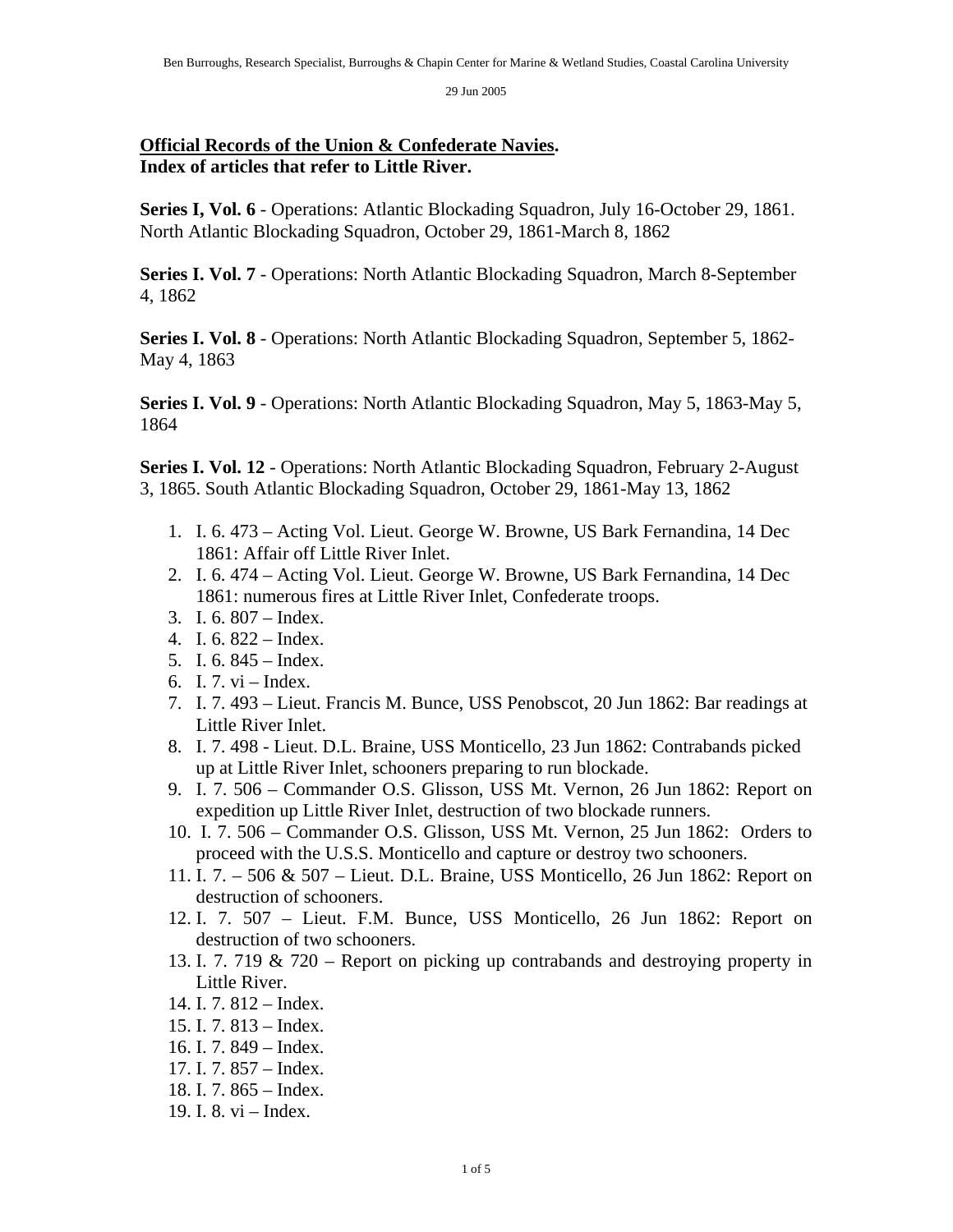Ben Burroughs, Research Specialist, Burroughs & Chapin Center for Marine & Wetland Studies, Coastal Carolina University

29 Jun 2005

**Official Records of the Union & Confederate Navies.**
**Index of articles that refer to Little River.**

**Series I, Vol. 6** - Operations: Atlantic Blockading Squadron, July 16-October 29, 1861. North Atlantic Blockading Squadron, October 29, 1861-March 8, 1862

**Series I. Vol. 7** - Operations: North Atlantic Blockading Squadron, March 8-September 4, 1862

**Series I. Vol. 8** - Operations: North Atlantic Blockading Squadron, September 5, 1862-May 4, 1863

**Series I. Vol. 9** - Operations: North Atlantic Blockading Squadron, May 5, 1863-May 5, 1864

**Series I. Vol. 12** - Operations: North Atlantic Blockading Squadron, February 2-August 3, 1865. South Atlantic Blockading Squadron, October 29, 1861-May 13, 1862

1. I. 6. 473 – Acting Vol. Lieut. George W. Browne, US Bark Fernandina, 14 Dec 1861: Affair off Little River Inlet.
2. I. 6. 474 – Acting Vol. Lieut. George W. Browne, US Bark Fernandina, 14 Dec 1861: numerous fires at Little River Inlet, Confederate troops.
3. I. 6. 807 – Index.
4. I. 6. 822 – Index.
5. I. 6. 845 – Index.
6. I. 7. vi – Index.
7. I. 7. 493 – Lieut. Francis M. Bunce, USS Penobscot, 20 Jun 1862: Bar readings at Little River Inlet.
8. I. 7. 498 - Lieut. D.L. Braine, USS Monticello, 23 Jun 1862: Contrabands picked up at Little River Inlet, schooners preparing to run blockade.
9. I. 7. 506 – Commander O.S. Glisson, USS Mt. Vernon, 26 Jun 1862: Report on expedition up Little River Inlet, destruction of two blockade runners.
10. I. 7. 506 – Commander O.S. Glisson, USS Mt. Vernon, 25 Jun 1862: Orders to proceed with the U.S.S. Monticello and capture or destroy two schooners.
11. I. 7. – 506 & 507 – Lieut. D.L. Braine, USS Monticello, 26 Jun 1862: Report on destruction of schooners.
12. I. 7. 507 – Lieut. F.M. Bunce, USS Monticello, 26 Jun 1862: Report on destruction of two schooners.
13. I. 7. 719 & 720 – Report on picking up contrabands and destroying property in Little River.
14. I. 7. 812 – Index.
15. I. 7. 813 – Index.
16. I. 7. 849 – Index.
17. I. 7. 857 – Index.
18. I. 7. 865 – Index.
19. I. 8. vi – Index.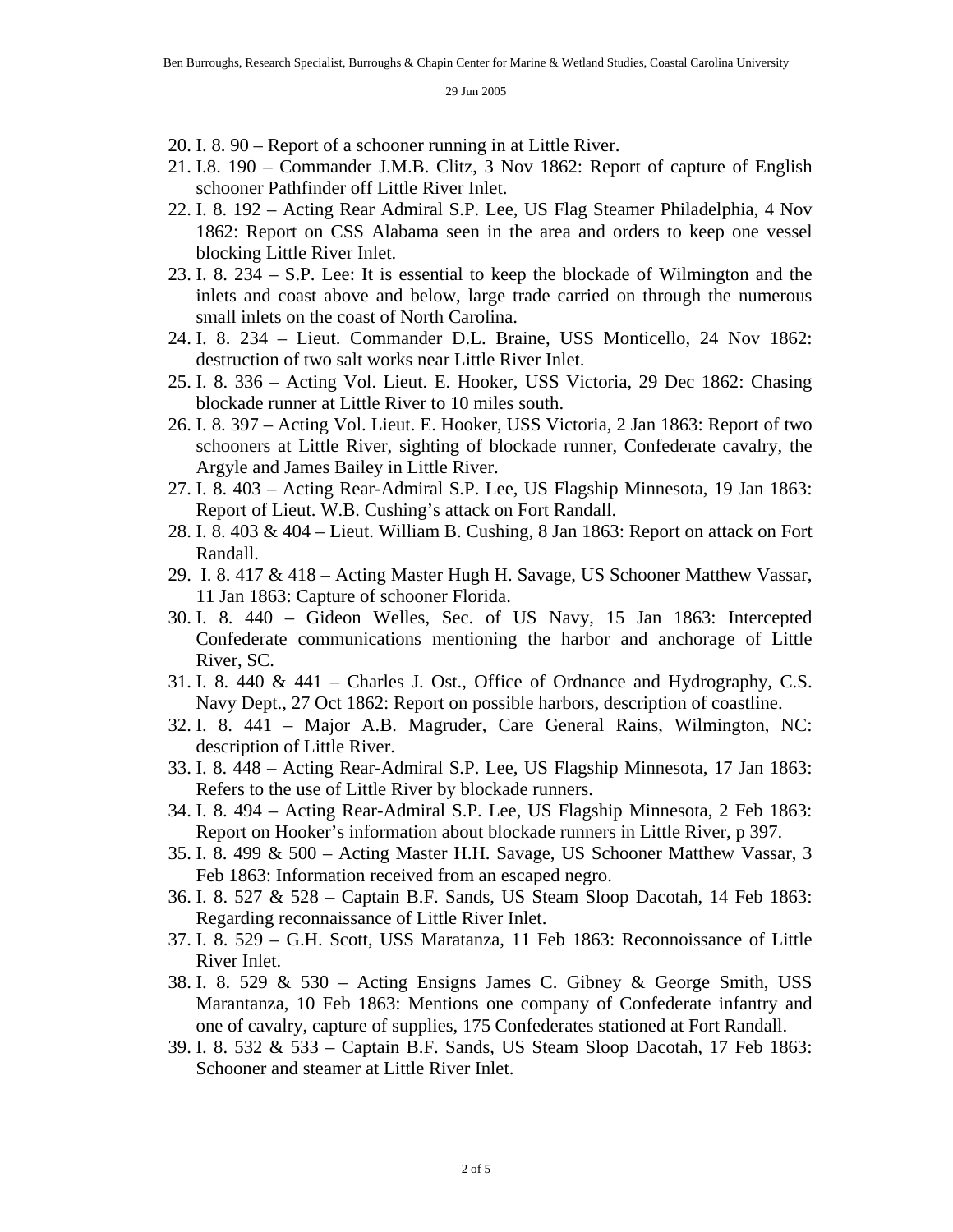20. I. 8. 90 – Report of a schooner running in at Little River.
21. I.8. 190 – Commander J.M.B. Clitz, 3 Nov 1862: Report of capture of English schooner Pathfinder off Little River Inlet.
22. I. 8. 192 – Acting Rear Admiral S.P. Lee, US Flag Steamer Philadelphia, 4 Nov 1862: Report on CSS Alabama seen in the area and orders to keep one vessel blocking Little River Inlet.
23. I. 8. 234 – S.P. Lee: It is essential to keep the blockade of Wilmington and the inlets and coast above and below, large trade carried on through the numerous small inlets on the coast of North Carolina.
24. I. 8. 234 – Lieut. Commander D.L. Braine, USS Monticello, 24 Nov 1862: destruction of two salt works near Little River Inlet.
25. I. 8. 336 – Acting Vol. Lieut. E. Hooker, USS Victoria, 29 Dec 1862: Chasing blockade runner at Little River to 10 miles south.
26. I. 8. 397 – Acting Vol. Lieut. E. Hooker, USS Victoria, 2 Jan 1863: Report of two schooners at Little River, sighting of blockade runner, Confederate cavalry, the Argyle and James Bailey in Little River.
27. I. 8. 403 – Acting Rear-Admiral S.P. Lee, US Flagship Minnesota, 19 Jan 1863: Report of Lieut. W.B. Cushing's attack on Fort Randall.
28. I. 8. 403 & 404 – Lieut. William B. Cushing, 8 Jan 1863: Report on attack on Fort Randall.
29. I. 8. 417 & 418 – Acting Master Hugh H. Savage, US Schooner Matthew Vassar, 11 Jan 1863: Capture of schooner Florida.
30. I. 8. 440 – Gideon Welles, Sec. of US Navy, 15 Jan 1863: Intercepted Confederate communications mentioning the harbor and anchorage of Little River, SC.
31. I. 8. 440 & 441 – Charles J. Ost., Office of Ordnance and Hydrography, C.S. Navy Dept., 27 Oct 1862: Report on possible harbors, description of coastline.
32. I. 8. 441 – Major A.B. Magruder, Care General Rains, Wilmington, NC: description of Little River.
33. I. 8. 448 – Acting Rear-Admiral S.P. Lee, US Flagship Minnesota, 17 Jan 1863: Refers to the use of Little River by blockade runners.
34. I. 8. 494 – Acting Rear-Admiral S.P. Lee, US Flagship Minnesota, 2 Feb 1863: Report on Hooker's information about blockade runners in Little River, p 397.
35. I. 8. 499 & 500 – Acting Master H.H. Savage, US Schooner Matthew Vassar, 3 Feb 1863: Information received from an escaped negro.
36. I. 8. 527 & 528 – Captain B.F. Sands, US Steam Sloop Dacotah, 14 Feb 1863: Regarding reconnaissance of Little River Inlet.
37. I. 8. 529 – G.H. Scott, USS Maratanza, 11 Feb 1863: Reconnoissance of Little River Inlet.
38. I. 8. 529 & 530 – Acting Ensigns James C. Gibney & George Smith, USS Marantanza, 10 Feb 1863: Mentions one company of Confederate infantry and one of cavalry, capture of supplies, 175 Confederates stationed at Fort Randall.
39. I. 8. 532 & 533 – Captain B.F. Sands, US Steam Sloop Dacotah, 17 Feb 1863: Schooner and steamer at Little River Inlet.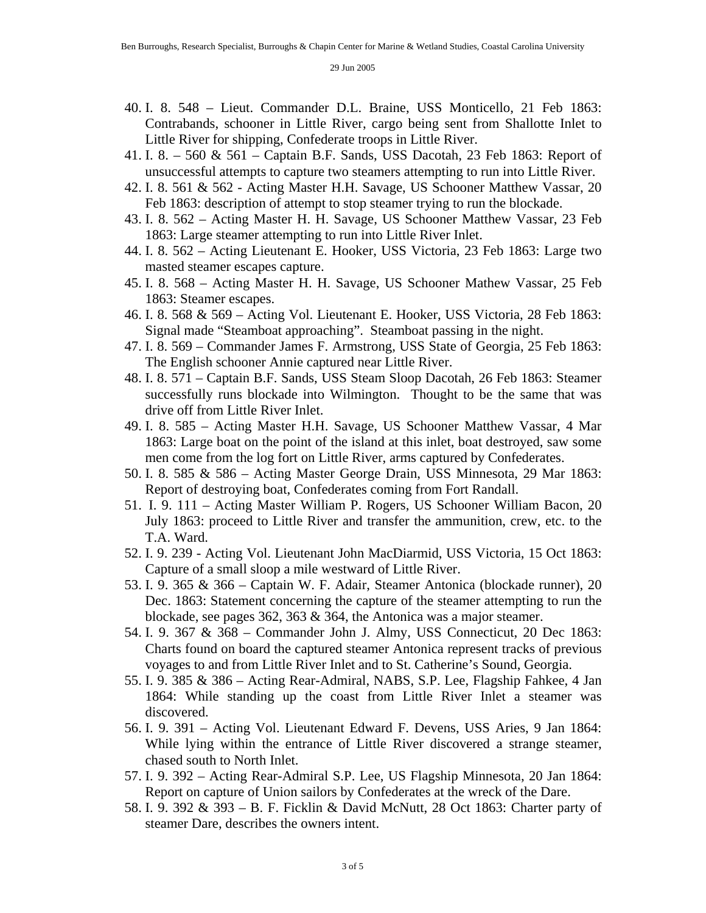40. I. 8. 548 – Lieut. Commander D.L. Braine, USS Monticello, 21 Feb 1863: Contrabands, schooner in Little River, cargo being sent from Shallotte Inlet to Little River for shipping, Confederate troops in Little River.
41. I. 8. – 560 & 561 – Captain B.F. Sands, USS Dacotah, 23 Feb 1863: Report of unsuccessful attempts to capture two steamers attempting to run into Little River.
42. I. 8. 561 & 562 - Acting Master H.H. Savage, US Schooner Matthew Vassar, 20 Feb 1863: description of attempt to stop steamer trying to run the blockade.
43. I. 8. 562 – Acting Master H. H. Savage, US Schooner Matthew Vassar, 23 Feb 1863: Large steamer attempting to run into Little River Inlet.
44. I. 8. 562 – Acting Lieutenant E. Hooker, USS Victoria, 23 Feb 1863: Large two masted steamer escapes capture.
45. I. 8. 568 – Acting Master H. H. Savage, US Schooner Mathew Vassar, 25 Feb 1863: Steamer escapes.
46. I. 8. 568 & 569 – Acting Vol. Lieutenant E. Hooker, USS Victoria, 28 Feb 1863: Signal made "Steamboat approaching". Steamboat passing in the night.
47. I. 8. 569 – Commander James F. Armstrong, USS State of Georgia, 25 Feb 1863: The English schooner Annie captured near Little River.
48. I. 8. 571 – Captain B.F. Sands, USS Steam Sloop Dacotah, 26 Feb 1863: Steamer successfully runs blockade into Wilmington. Thought to be the same that was drive off from Little River Inlet.
49. I. 8. 585 – Acting Master H.H. Savage, US Schooner Matthew Vassar, 4 Mar 1863: Large boat on the point of the island at this inlet, boat destroyed, saw some men come from the log fort on Little River, arms captured by Confederates.
50. I. 8. 585 & 586 – Acting Master George Drain, USS Minnesota, 29 Mar 1863: Report of destroying boat, Confederates coming from Fort Randall.
51. I. 9. 111 – Acting Master William P. Rogers, US Schooner William Bacon, 20 July 1863: proceed to Little River and transfer the ammunition, crew, etc. to the T.A. Ward.
52. I. 9. 239 - Acting Vol. Lieutenant John MacDiarmid, USS Victoria, 15 Oct 1863: Capture of a small sloop a mile westward of Little River.
53. I. 9. 365 & 366 – Captain W. F. Adair, Steamer Antonica (blockade runner), 20 Dec. 1863: Statement concerning the capture of the steamer attempting to run the blockade, see pages 362, 363 & 364, the Antonica was a major steamer.
54. I. 9. 367 & 368 – Commander John J. Almy, USS Connecticut, 20 Dec 1863: Charts found on board the captured steamer Antonica represent tracks of previous voyages to and from Little River Inlet and to St. Catherine's Sound, Georgia.
55. I. 9. 385 & 386 – Acting Rear-Admiral, NABS, S.P. Lee, Flagship Fahkee, 4 Jan 1864: While standing up the coast from Little River Inlet a steamer was discovered.
56. I. 9. 391 – Acting Vol. Lieutenant Edward F. Devens, USS Aries, 9 Jan 1864: While lying within the entrance of Little River discovered a strange steamer, chased south to North Inlet.
57. I. 9. 392 – Acting Rear-Admiral S.P. Lee, US Flagship Minnesota, 20 Jan 1864: Report on capture of Union sailors by Confederates at the wreck of the Dare.
58. I. 9. 392 & 393 – B. F. Ficklin & David McNutt, 28 Oct 1863: Charter party of steamer Dare, describes the owners intent.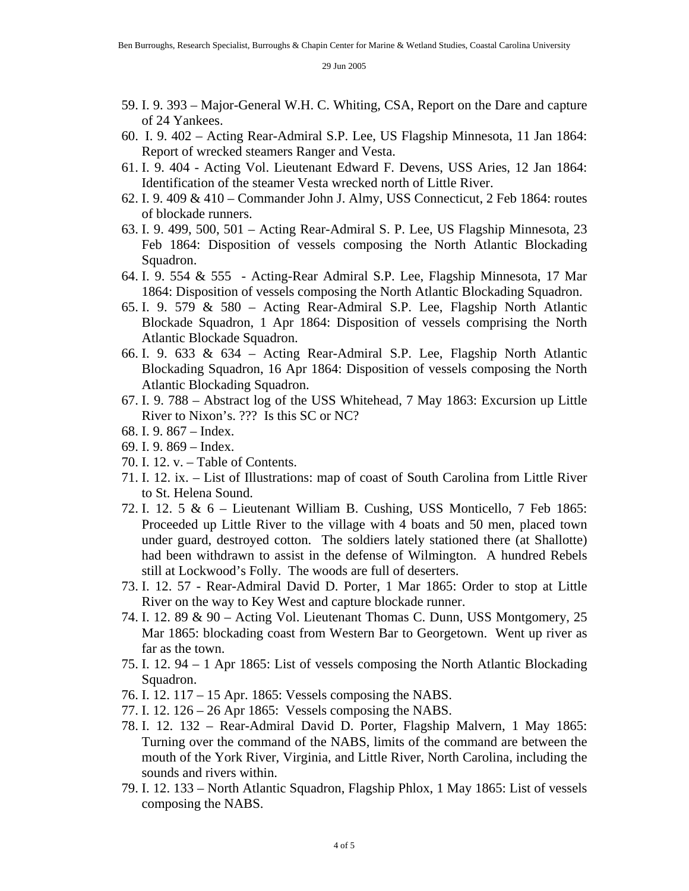59. I. 9. 393 – Major-General W.H. C. Whiting, CSA, Report on the Dare and capture of 24 Yankees.
60. I. 9. 402 – Acting Rear-Admiral S.P. Lee, US Flagship Minnesota, 11 Jan 1864: Report of wrecked steamers Ranger and Vesta.
61. I. 9. 404 - Acting Vol. Lieutenant Edward F. Devens, USS Aries, 12 Jan 1864: Identification of the steamer Vesta wrecked north of Little River.
62. I. 9. 409 & 410 – Commander John J. Almy, USS Connecticut, 2 Feb 1864: routes of blockade runners.
63. I. 9. 499, 500, 501 – Acting Rear-Admiral S. P. Lee, US Flagship Minnesota, 23 Feb 1864: Disposition of vessels composing the North Atlantic Blockading Squadron.
64. I. 9. 554 & 555 - Acting-Rear Admiral S.P. Lee, Flagship Minnesota, 17 Mar 1864: Disposition of vessels composing the North Atlantic Blockading Squadron.
65. I. 9. 579 & 580 – Acting Rear-Admiral S.P. Lee, Flagship North Atlantic Blockade Squadron, 1 Apr 1864: Disposition of vessels comprising the North Atlantic Blockade Squadron.
66. I. 9. 633 & 634 – Acting Rear-Admiral S.P. Lee, Flagship North Atlantic Blockading Squadron, 16 Apr 1864: Disposition of vessels composing the North Atlantic Blockading Squadron.
67. I. 9. 788 – Abstract log of the USS Whitehead, 7 May 1863: Excursion up Little River to Nixon's. ??? Is this SC or NC?
68. I. 9. 867 – Index.
69. I. 9. 869 – Index.
70. I. 12. v. – Table of Contents.
71. I. 12. ix. – List of Illustrations: map of coast of South Carolina from Little River to St. Helena Sound.
72. I. 12. 5 & 6 – Lieutenant William B. Cushing, USS Monticello, 7 Feb 1865: Proceeded up Little River to the village with 4 boats and 50 men, placed town under guard, destroyed cotton. The soldiers lately stationed there (at Shallotte) had been withdrawn to assist in the defense of Wilmington. A hundred Rebels still at Lockwood's Folly. The woods are full of deserters.
73. I. 12. 57 - Rear-Admiral David D. Porter, 1 Mar 1865: Order to stop at Little River on the way to Key West and capture blockade runner.
74. I. 12. 89 & 90 – Acting Vol. Lieutenant Thomas C. Dunn, USS Montgomery, 25 Mar 1865: blockading coast from Western Bar to Georgetown. Went up river as far as the town.
75. I. 12. 94 – 1 Apr 1865: List of vessels composing the North Atlantic Blockading Squadron.
76. I. 12. 117 – 15 Apr. 1865: Vessels composing the NABS.
77. I. 12. 126 – 26 Apr 1865: Vessels composing the NABS.
78. I. 12. 132 – Rear-Admiral David D. Porter, Flagship Malvern, 1 May 1865: Turning over the command of the NABS, limits of the command are between the mouth of the York River, Virginia, and Little River, North Carolina, including the sounds and rivers within.
79. I. 12. 133 – North Atlantic Squadron, Flagship Phlox, 1 May 1865: List of vessels composing the NABS.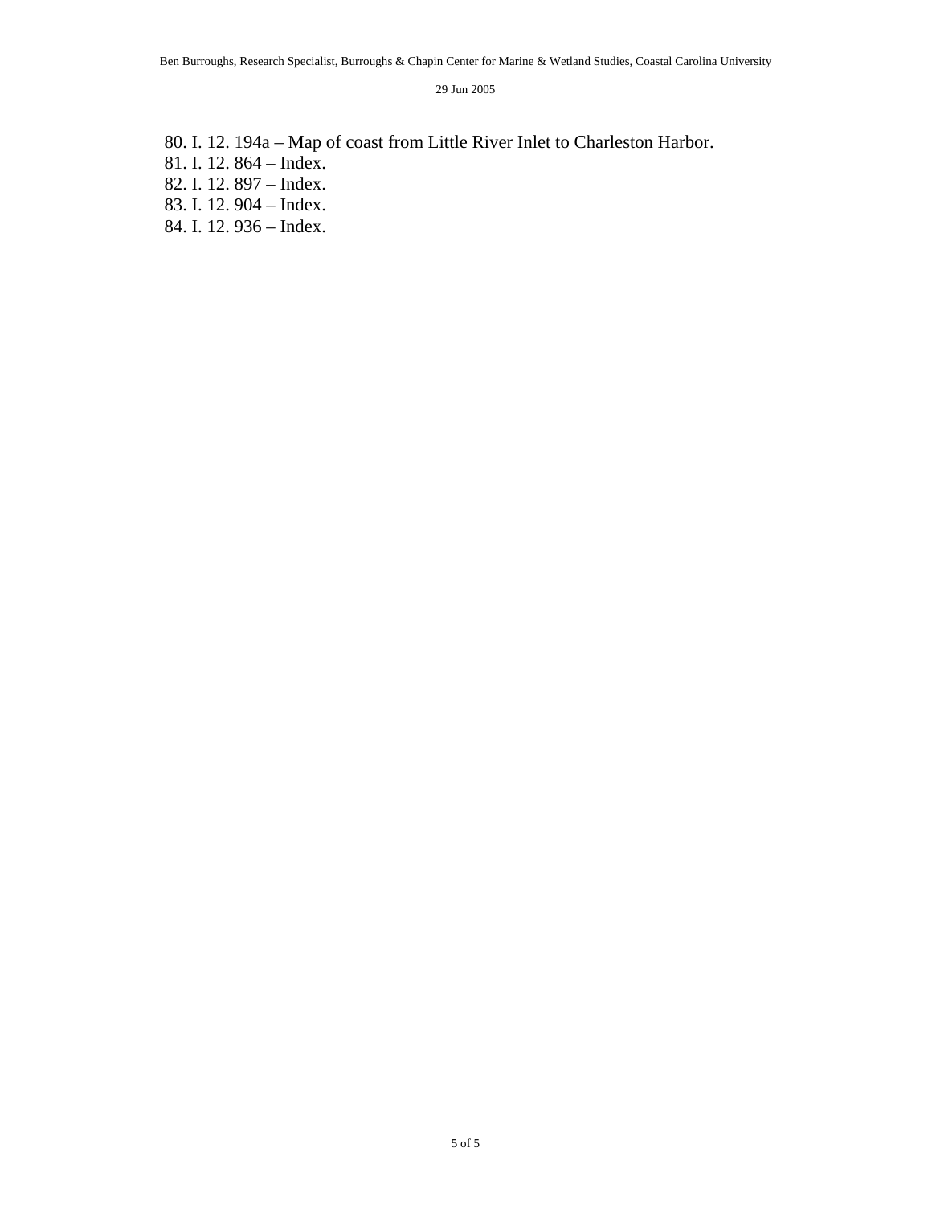80. I. 12. 194a – Map of coast from Little River Inlet to Charleston Harbor.
81. I. 12. 864 – Index.
82. I. 12. 897 – Index.
83. I. 12. 904 – Index.
84. I. 12. 936 – Index.